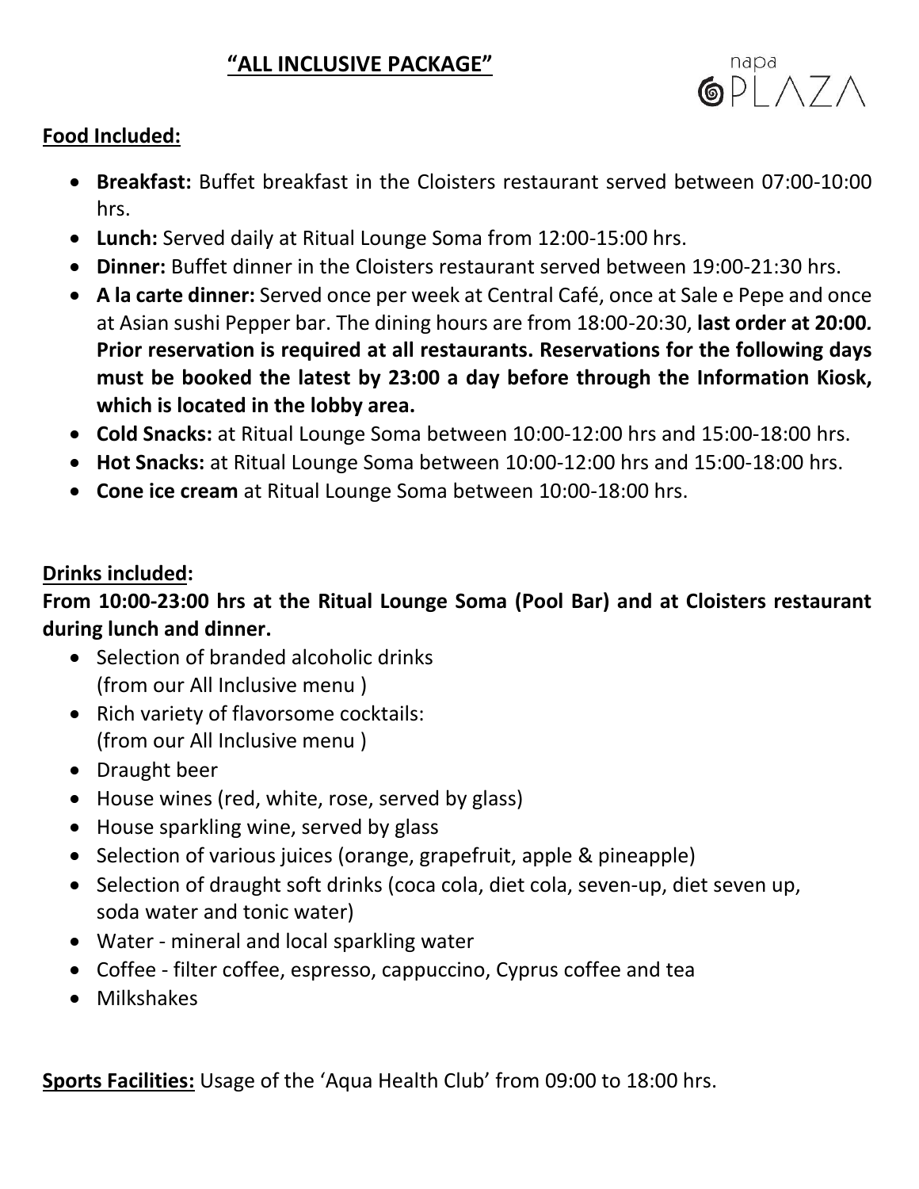# **"ALL INCLUSIVE PACKAGE"**

napa PLAZA

**Food Included:**

- **Breakfast:** Buffet breakfast in the Cloisters restaurant served between 07:00-10:00 hrs.
- **Lunch:** Served daily at Ritual Lounge Soma from 12:00-15:00 hrs.
- **Dinner:** Buffet dinner in the Cloisters restaurant served between 19:00-21:30 hrs.
- **A la carte dinner:** Served once per week at Central Café, once at Sale e Pepe and once at Asian sushi Pepper bar. The dining hours are from 18:00-20:30, **last order at 20:00. Prior reservation is required at all restaurants. Reservations for the following days must be booked the latest by 23:00 a day before through the Information Kiosk, which is located in the lobby area.**
- **Cold Snacks:** at Ritual Lounge Soma between 10:00-12:00 hrs and 15:00-18:00 hrs.
- **Hot Snacks:** at Ritual Lounge Soma between 10:00-12:00 hrs and 15:00-18:00 hrs.
- **Cone ice cream** at Ritual Lounge Soma between 10:00-18:00 hrs.

**Drinks included:**

**From 10:00-23:00 hrs at the Ritual Lounge Soma (Pool Bar) and at Cloisters restaurant during lunch and dinner.**

- Selection of branded alcoholic drinks (from our All Inclusive menu )
- Rich variety of flavorsome cocktails: (from our All Inclusive menu )
- Draught beer
- House wines (red, white, rose, served by glass)
- House sparkling wine, served by glass
- Selection of various juices (orange, grapefruit, apple & pineapple)
- Selection of draught soft drinks (coca cola, diet cola, seven-up, diet seven up, soda water and tonic water)
- Water - mineral and local sparkling water
- Coffee - filter coffee, espresso, cappuccino, Cyprus coffee and tea
- Milkshakes

**Sports Facilities:** Usage of the 'Aqua Health Club' from 09:00 to 18:00 hrs.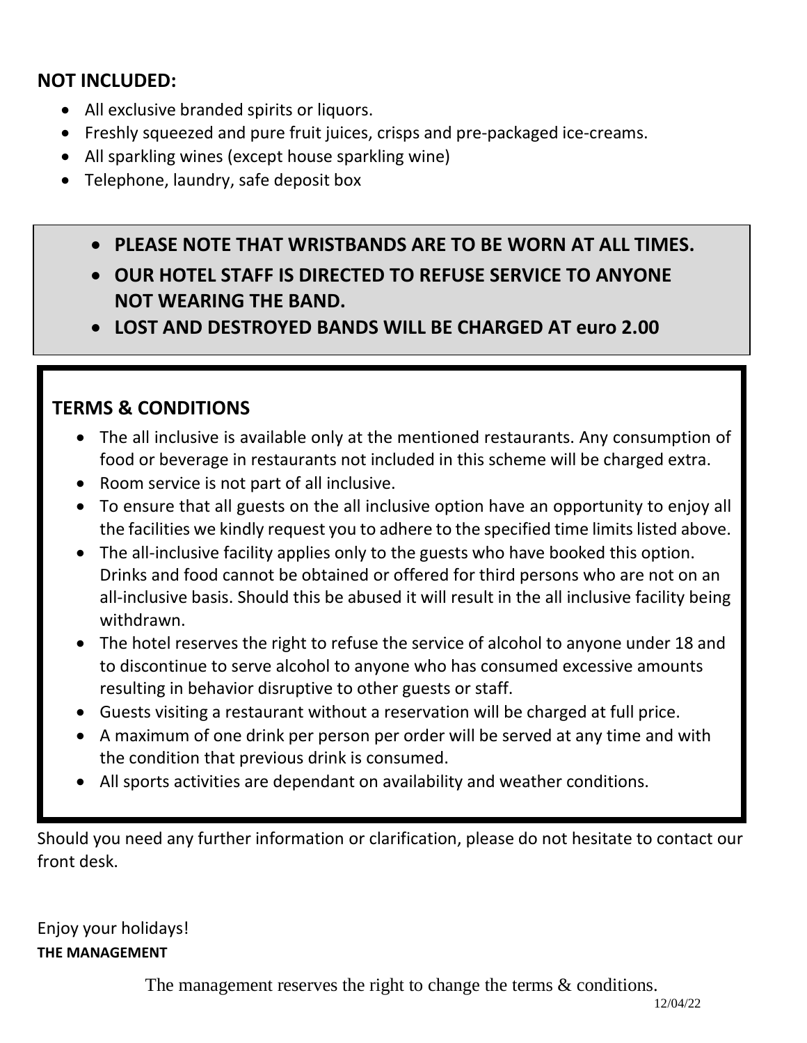## NOT INCLUDED:

- All exclusive branded spirits or liquors.
- Freshly squeezed and pure fruit juices, crisps and pre-packaged ice-creams.
- All sparkling wines (except house sparkling wine)
- Telephone, laundry, safe deposit box

- **PLEASE NOTE THAT WRISTBANDS ARE TO BE WORN AT ALL TIMES.**
- **OUR HOTEL STAFF IS DIRECTED TO REFUSE SERVICE TO ANYONE NOT WEARING THE BAND.**
- **LOST AND DESTROYED BANDS WILL BE CHARGED AT euro 2.00**

## TERMS & CONDITIONS

- The all inclusive is available only at the mentioned restaurants. Any consumption of food or beverage in restaurants not included in this scheme will be charged extra.
- Room service is not part of all inclusive.
- To ensure that all guests on the all inclusive option have an opportunity to enjoy all the facilities we kindly request you to adhere to the specified time limits listed above.
- The all-inclusive facility applies only to the guests who have booked this option. Drinks and food cannot be obtained or offered for third persons who are not on an all-inclusive basis. Should this be abused it will result in the all inclusive facility being withdrawn.
- The hotel reserves the right to refuse the service of alcohol to anyone under 18 and to discontinue to serve alcohol to anyone who has consumed excessive amounts resulting in behavior disruptive to other guests or staff.
- Guests visiting a restaurant without a reservation will be charged at full price.
- A maximum of one drink per person per order will be served at any time and with the condition that previous drink is consumed.
- All sports activities are dependant on availability and weather conditions.

Should you need any further information or clarification, please do not hesitate to contact our front desk.

Enjoy your holidays!

**THE MANAGEMENT**

The management reserves the right to change the terms & conditions.

12/04/22